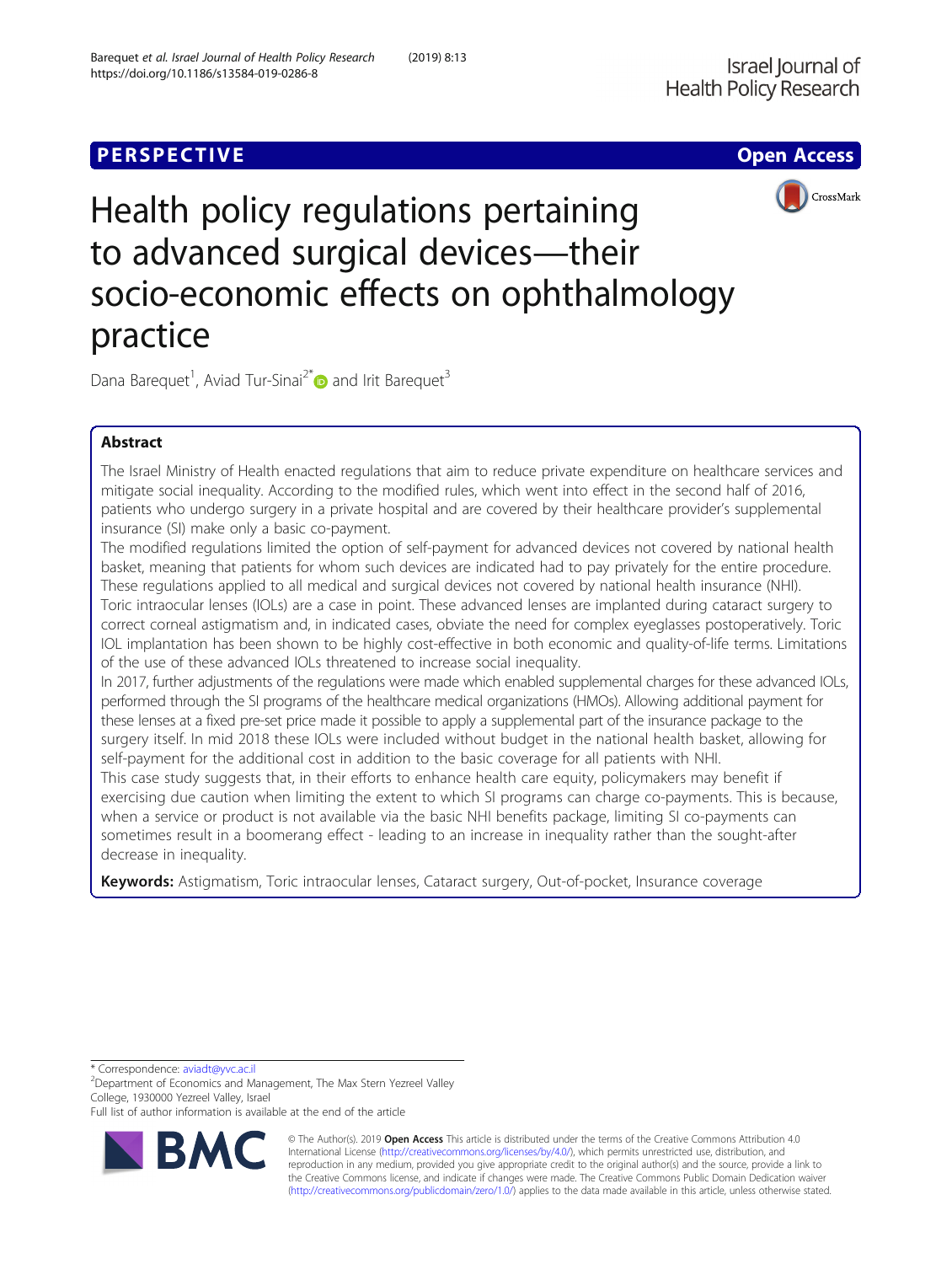PERSPECTIVE

Open Access

# Health policy regulations pertaining to advanced surgical devices—their socio-economic effects on ophthalmology practice

Dana Barequet[1], Aviad Tur-Sinai[2*] and Irit Barequet[3]

## Abstract

The Israel Ministry of Health enacted regulations that aim to reduce private expenditure on healthcare services and mitigate social inequality. According to the modified rules, which went into effect in the second half of 2016, patients who undergo surgery in a private hospital and are covered by their healthcare provider's supplemental insurance (SI) make only a basic co-payment.

The modified regulations limited the option of self-payment for advanced devices not covered by national health basket, meaning that patients for whom such devices are indicated had to pay privately for the entire procedure. These regulations applied to all medical and surgical devices not covered by national health insurance (NHI).

Toric intraocular lenses (IOLs) are a case in point. These advanced lenses are implanted during cataract surgery to correct corneal astigmatism and, in indicated cases, obviate the need for complex eyeglasses postoperatively. Toric IOL implantation has been shown to be highly cost-effective in both economic and quality-of-life terms. Limitations of the use of these advanced IOLs threatened to increase social inequality.

In 2017, further adjustments of the regulations were made which enabled supplemental charges for these advanced IOLs, performed through the SI programs of the healthcare medical organizations (HMOs). Allowing additional payment for these lenses at a fixed pre-set price made it possible to apply a supplemental part of the insurance package to the surgery itself. In mid 2018 these IOLs were included without budget in the national health basket, allowing for self-payment for the additional cost in addition to the basic coverage for all patients with NHI.

This case study suggests that, in their efforts to enhance health care equity, policymakers may benefit if exercising due caution when limiting the extent to which SI programs can charge co-payments. This is because, when a service or product is not available via the basic NHI benefits package, limiting SI co-payments can sometimes result in a boomerang effect - leading to an increase in inequality rather than the sought-after decrease in inequality.

**Keywords:** Astigmatism, Toric intraocular lenses, Cataract surgery, Out-of-pocket, Insurance coverage

---

\* Correspondence: aviadt@yvc.ac.il
[2]Department of Economics and Management, The Max Stern Yezreel Valley College, 1930000 Yezreel Valley, Israel
Full list of author information is available at the end of the article

© The Author(s). 2019 **Open Access** This article is distributed under the terms of the Creative Commons Attribution 4.0 International License (http://creativecommons.org/licenses/by/4.0/), which permits unrestricted use, distribution, and reproduction in any medium, provided you give appropriate credit to the original author(s) and the source, provide a link to the Creative Commons license, and indicate if changes were made. The Creative Commons Public Domain Dedication waiver (http://creativecommons.org/publicdomain/zero/1.0/) applies to the data made available in this article, unless otherwise stated.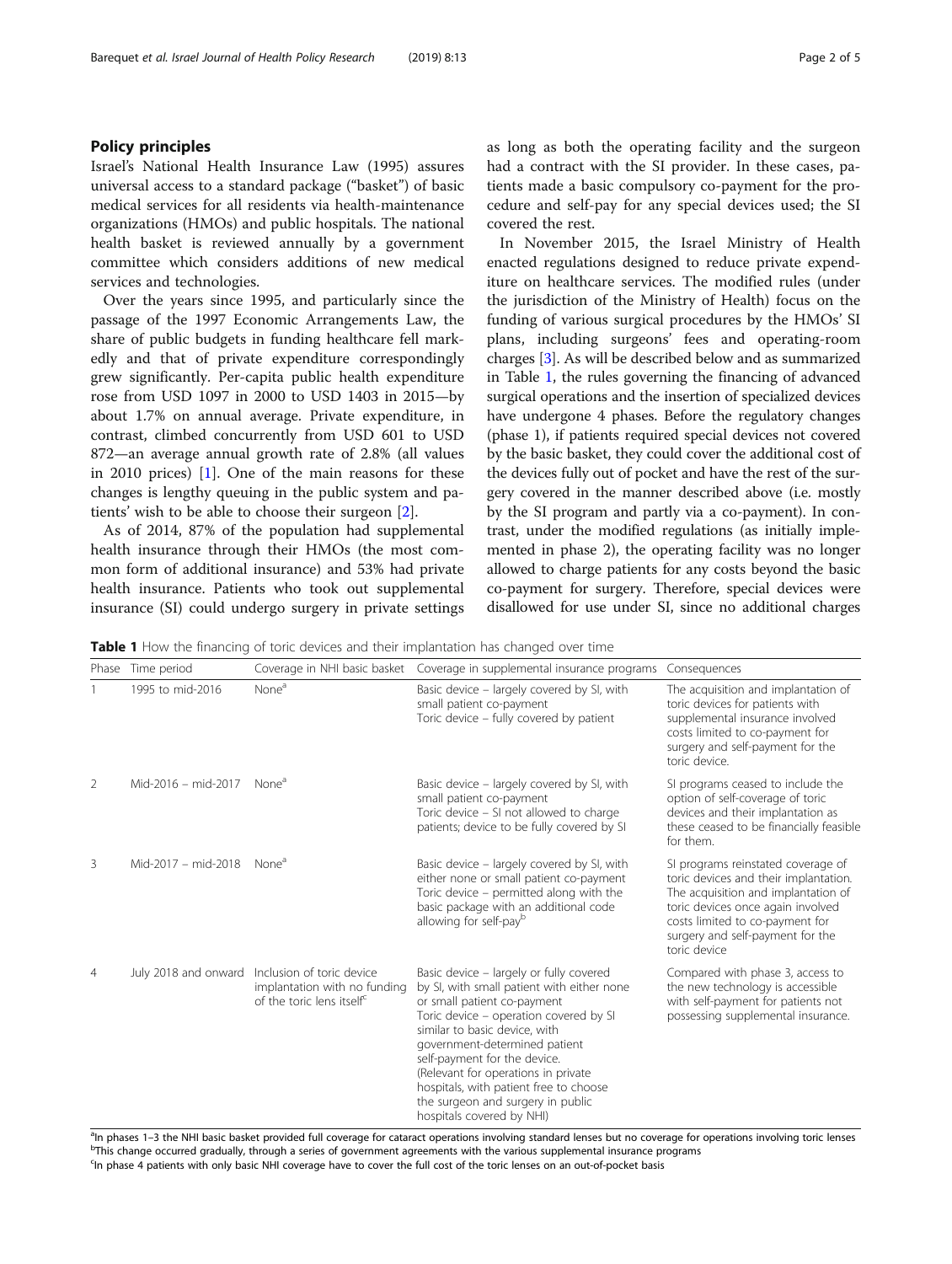## Policy principles

Israel's National Health Insurance Law (1995) assures universal access to a standard package ("basket") of basic medical services for all residents via health-maintenance organizations (HMOs) and public hospitals. The national health basket is reviewed annually by a government committee which considers additions of new medical services and technologies.

Over the years since 1995, and particularly since the passage of the 1997 Economic Arrangements Law, the share of public budgets in funding healthcare fell markedly and that of private expenditure correspondingly grew significantly. Per-capita public health expenditure rose from USD 1097 in 2000 to USD 1403 in 2015—by about 1.7% on annual average. Private expenditure, in contrast, climbed concurrently from USD 601 to USD 872—an average annual growth rate of 2.8% (all values in 2010 prices) [1]. One of the main reasons for these changes is lengthy queuing in the public system and patients' wish to be able to choose their surgeon [2].

As of 2014, 87% of the population had supplemental health insurance through their HMOs (the most common form of additional insurance) and 53% had private health insurance. Patients who took out supplemental insurance (SI) could undergo surgery in private settings as long as both the operating facility and the surgeon had a contract with the SI provider. In these cases, patients made a basic compulsory co-payment for the procedure and self-pay for any special devices used; the SI covered the rest.

In November 2015, the Israel Ministry of Health enacted regulations designed to reduce private expenditure on healthcare services. The modified rules (under the jurisdiction of the Ministry of Health) focus on the funding of various surgical procedures by the HMOs' SI plans, including surgeons' fees and operating-room charges [3]. As will be described below and as summarized in Table 1, the rules governing the financing of advanced surgical operations and the insertion of specialized devices have undergone 4 phases. Before the regulatory changes (phase 1), if patients required special devices not covered by the basic basket, they could cover the additional cost of the devices fully out of pocket and have the rest of the surgery covered in the manner described above (i.e. mostly by the SI program and partly via a co-payment). In contrast, under the modified regulations (as initially implemented in phase 2), the operating facility was no longer allowed to charge patients for any costs beyond the basic co-payment for surgery. Therefore, special devices were disallowed for use under SI, since no additional charges

**Table 1** How the financing of toric devices and their implantation has changed over time

| Phase | Time period | Coverage in NHI basic basket | Coverage in supplemental insurance programs | Consequences |
|---|---|---|---|---|
| 1 | 1995 to mid-2016 | None[a] | Basic device – largely covered by SI, with small patient co-payment<br>Toric device – fully covered by patient | The acquisition and implantation of toric devices for patients with supplemental insurance involved costs limited to co-payment for surgery and self-payment for the toric device. |
| 2 | Mid-2016 – mid-2017 | None[a] | Basic device – largely covered by SI, with small patient co-payment<br>Toric device – SI not allowed to charge patients; device to be fully covered by SI | SI programs ceased to include the option of self-coverage of toric devices and their implantation as these ceased to be financially feasible for them. |
| 3 | Mid-2017 – mid-2018 | None[a] | Basic device – largely covered by SI, with either none or small patient co-payment<br>Toric device – permitted along with the basic package with an additional code allowing for self-pay[b] | SI programs reinstated coverage of toric devices and their implantation. The acquisition and implantation of toric devices once again involved costs limited to co-payment for surgery and self-payment for the toric device |
| 4 | July 2018 and onward | Inclusion of toric device implantation with no funding of the toric lens itself[c] | Basic device – largely or fully covered by SI, with small patient with either none or small patient co-payment<br>Toric device – operation covered by SI similar to basic device, with government-determined patient self-payment for the device.<br>(Relevant for operations in private hospitals, with patient free to choose the surgeon and surgery in public hospitals covered by NHI) | Compared with phase 3, access to the new technology is accessible with self-payment for patients not possessing supplemental insurance. |

[a]In phases 1–3 the NHI basic basket provided full coverage for cataract operations involving standard lenses but no coverage for operations involving toric lenses
[b]This change occurred gradually, through a series of government agreements with the various supplemental insurance programs
[c]In phase 4 patients with only basic NHI coverage have to cover the full cost of the toric lenses on an out-of-pocket basis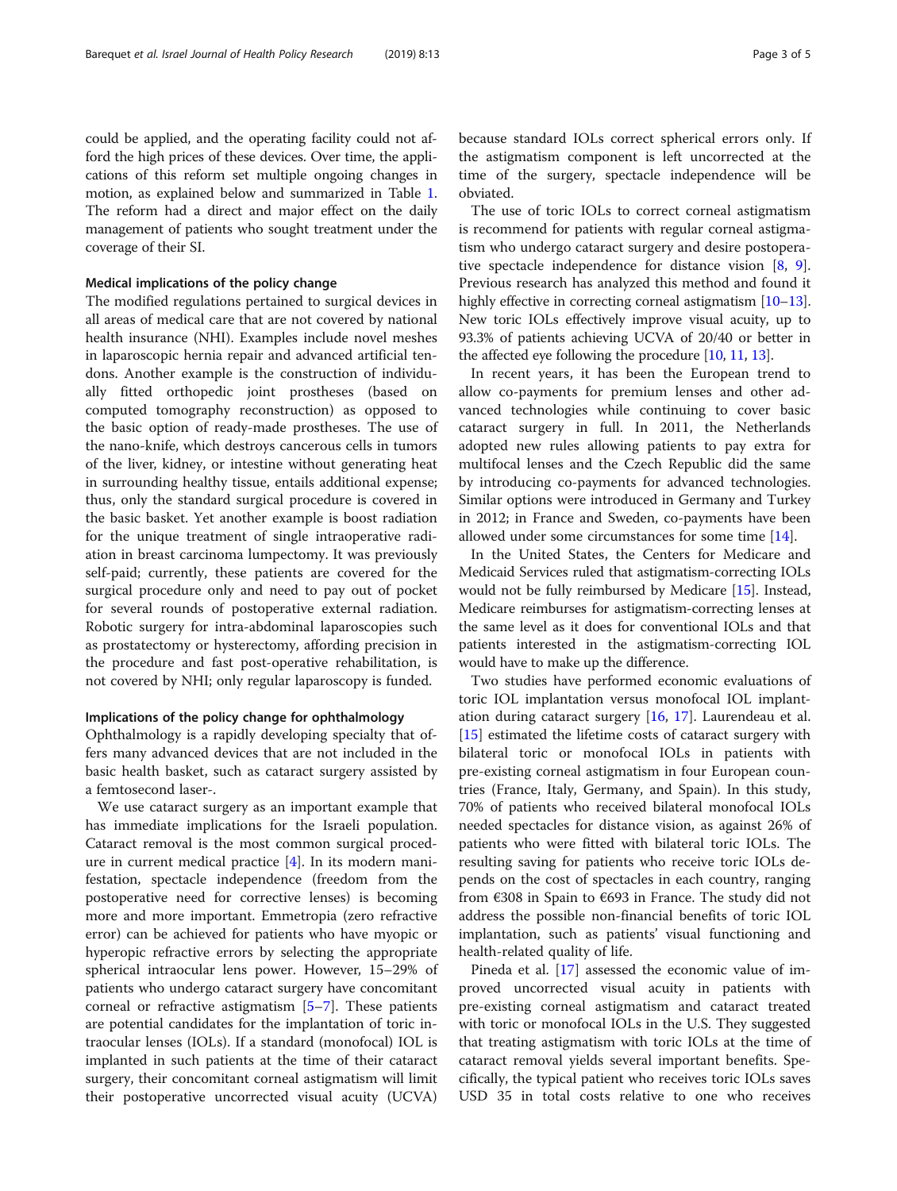could be applied, and the operating facility could not afford the high prices of these devices. Over time, the applications of this reform set multiple ongoing changes in motion, as explained below and summarized in Table 1. The reform had a direct and major effect on the daily management of patients who sought treatment under the coverage of their SI.

#### Medical implications of the policy change

The modified regulations pertained to surgical devices in all areas of medical care that are not covered by national health insurance (NHI). Examples include novel meshes in laparoscopic hernia repair and advanced artificial tendons. Another example is the construction of individually fitted orthopedic joint prostheses (based on computed tomography reconstruction) as opposed to the basic option of ready-made prostheses. The use of the nano-knife, which destroys cancerous cells in tumors of the liver, kidney, or intestine without generating heat in surrounding healthy tissue, entails additional expense; thus, only the standard surgical procedure is covered in the basic basket. Yet another example is boost radiation for the unique treatment of single intraoperative radiation in breast carcinoma lumpectomy. It was previously self-paid; currently, these patients are covered for the surgical procedure only and need to pay out of pocket for several rounds of postoperative external radiation. Robotic surgery for intra-abdominal laparoscopies such as prostatectomy or hysterectomy, affording precision in the procedure and fast post-operative rehabilitation, is not covered by NHI; only regular laparoscopy is funded.

#### Implications of the policy change for ophthalmology

Ophthalmology is a rapidly developing specialty that offers many advanced devices that are not included in the basic health basket, such as cataract surgery assisted by a femtosecond laser-.

We use cataract surgery as an important example that has immediate implications for the Israeli population. Cataract removal is the most common surgical procedure in current medical practice [4]. In its modern manifestation, spectacle independence (freedom from the postoperative need for corrective lenses) is becoming more and more important. Emmetropia (zero refractive error) can be achieved for patients who have myopic or hyperopic refractive errors by selecting the appropriate spherical intraocular lens power. However, 15–29% of patients who undergo cataract surgery have concomitant corneal or refractive astigmatism [5–7]. These patients are potential candidates for the implantation of toric intraocular lenses (IOLs). If a standard (monofocal) IOL is implanted in such patients at the time of their cataract surgery, their concomitant corneal astigmatism will limit their postoperative uncorrected visual acuity (UCVA) because standard IOLs correct spherical errors only. If the astigmatism component is left uncorrected at the time of the surgery, spectacle independence will be obviated.

The use of toric IOLs to correct corneal astigmatism is recommend for patients with regular corneal astigmatism who undergo cataract surgery and desire postoperative spectacle independence for distance vision [8, 9]. Previous research has analyzed this method and found it highly effective in correcting corneal astigmatism [10–13]. New toric IOLs effectively improve visual acuity, up to 93.3% of patients achieving UCVA of 20/40 or better in the affected eye following the procedure [10, 11, 13].

In recent years, it has been the European trend to allow co-payments for premium lenses and other advanced technologies while continuing to cover basic cataract surgery in full. In 2011, the Netherlands adopted new rules allowing patients to pay extra for multifocal lenses and the Czech Republic did the same by introducing co-payments for advanced technologies. Similar options were introduced in Germany and Turkey in 2012; in France and Sweden, co-payments have been allowed under some circumstances for some time [14].

In the United States, the Centers for Medicare and Medicaid Services ruled that astigmatism-correcting IOLs would not be fully reimbursed by Medicare [15]. Instead, Medicare reimburses for astigmatism-correcting lenses at the same level as it does for conventional IOLs and that patients interested in the astigmatism-correcting IOL would have to make up the difference.

Two studies have performed economic evaluations of toric IOL implantation versus monofocal IOL implantation during cataract surgery [16, 17]. Laurendeau et al. [15] estimated the lifetime costs of cataract surgery with bilateral toric or monofocal IOLs in patients with pre-existing corneal astigmatism in four European countries (France, Italy, Germany, and Spain). In this study, 70% of patients who received bilateral monofocal IOLs needed spectacles for distance vision, as against 26% of patients who were fitted with bilateral toric IOLs. The resulting saving for patients who receive toric IOLs depends on the cost of spectacles in each country, ranging from €308 in Spain to €693 in France. The study did not address the possible non-financial benefits of toric IOL implantation, such as patients' visual functioning and health-related quality of life.

Pineda et al. [17] assessed the economic value of improved uncorrected visual acuity in patients with pre-existing corneal astigmatism and cataract treated with toric or monofocal IOLs in the U.S. They suggested that treating astigmatism with toric IOLs at the time of cataract removal yields several important benefits. Specifically, the typical patient who receives toric IOLs saves USD 35 in total costs relative to one who receives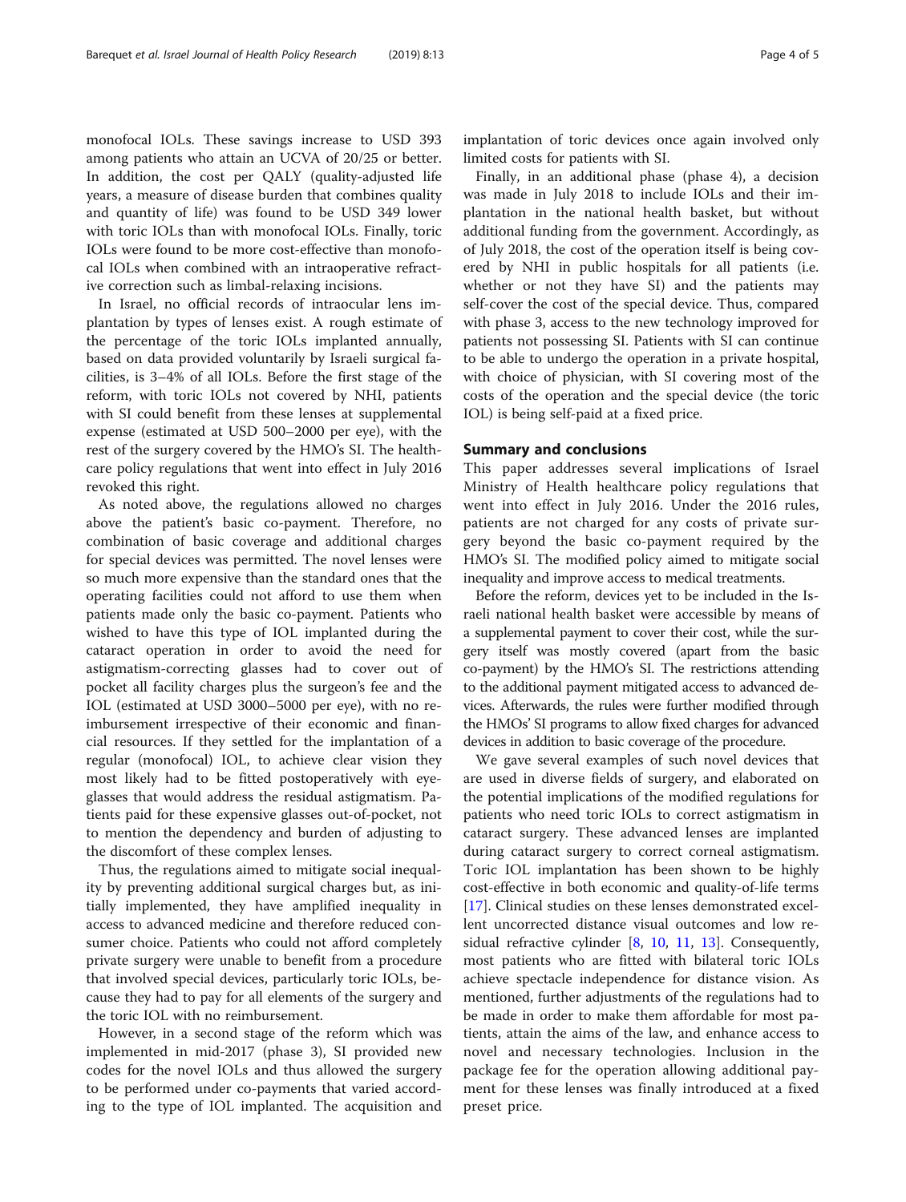monofocal IOLs. These savings increase to USD 393 among patients who attain an UCVA of 20/25 or better. In addition, the cost per QALY (quality-adjusted life years, a measure of disease burden that combines quality and quantity of life) was found to be USD 349 lower with toric IOLs than with monofocal IOLs. Finally, toric IOLs were found to be more cost-effective than monofocal IOLs when combined with an intraoperative refractive correction such as limbal-relaxing incisions.

In Israel, no official records of intraocular lens implantation by types of lenses exist. A rough estimate of the percentage of the toric IOLs implanted annually, based on data provided voluntarily by Israeli surgical facilities, is 3–4% of all IOLs. Before the first stage of the reform, with toric IOLs not covered by NHI, patients with SI could benefit from these lenses at supplemental expense (estimated at USD 500–2000 per eye), with the rest of the surgery covered by the HMO's SI. The healthcare policy regulations that went into effect in July 2016 revoked this right.

As noted above, the regulations allowed no charges above the patient's basic co-payment. Therefore, no combination of basic coverage and additional charges for special devices was permitted. The novel lenses were so much more expensive than the standard ones that the operating facilities could not afford to use them when patients made only the basic co-payment. Patients who wished to have this type of IOL implanted during the cataract operation in order to avoid the need for astigmatism-correcting glasses had to cover out of pocket all facility charges plus the surgeon's fee and the IOL (estimated at USD 3000–5000 per eye), with no reimbursement irrespective of their economic and financial resources. If they settled for the implantation of a regular (monofocal) IOL, to achieve clear vision they most likely had to be fitted postoperatively with eyeglasses that would address the residual astigmatism. Patients paid for these expensive glasses out-of-pocket, not to mention the dependency and burden of adjusting to the discomfort of these complex lenses.

Thus, the regulations aimed to mitigate social inequality by preventing additional surgical charges but, as initially implemented, they have amplified inequality in access to advanced medicine and therefore reduced consumer choice. Patients who could not afford completely private surgery were unable to benefit from a procedure that involved special devices, particularly toric IOLs, because they had to pay for all elements of the surgery and the toric IOL with no reimbursement.

However, in a second stage of the reform which was implemented in mid-2017 (phase 3), SI provided new codes for the novel IOLs and thus allowed the surgery to be performed under co-payments that varied according to the type of IOL implanted. The acquisition and implantation of toric devices once again involved only limited costs for patients with SI.

Finally, in an additional phase (phase 4), a decision was made in July 2018 to include IOLs and their implantation in the national health basket, but without additional funding from the government. Accordingly, as of July 2018, the cost of the operation itself is being covered by NHI in public hospitals for all patients (i.e. whether or not they have SI) and the patients may self-cover the cost of the special device. Thus, compared with phase 3, access to the new technology improved for patients not possessing SI. Patients with SI can continue to be able to undergo the operation in a private hospital, with choice of physician, with SI covering most of the costs of the operation and the special device (the toric IOL) is being self-paid at a fixed price.

## Summary and conclusions

This paper addresses several implications of Israel Ministry of Health healthcare policy regulations that went into effect in July 2016. Under the 2016 rules, patients are not charged for any costs of private surgery beyond the basic co-payment required by the HMO's SI. The modified policy aimed to mitigate social inequality and improve access to medical treatments.

Before the reform, devices yet to be included in the Israeli national health basket were accessible by means of a supplemental payment to cover their cost, while the surgery itself was mostly covered (apart from the basic co-payment) by the HMO's SI. The restrictions attending to the additional payment mitigated access to advanced devices. Afterwards, the rules were further modified through the HMOs' SI programs to allow fixed charges for advanced devices in addition to basic coverage of the procedure.

We gave several examples of such novel devices that are used in diverse fields of surgery, and elaborated on the potential implications of the modified regulations for patients who need toric IOLs to correct astigmatism in cataract surgery. These advanced lenses are implanted during cataract surgery to correct corneal astigmatism. Toric IOL implantation has been shown to be highly cost-effective in both economic and quality-of-life terms [17]. Clinical studies on these lenses demonstrated excellent uncorrected distance visual outcomes and low residual refractive cylinder [8, 10, 11, 13]. Consequently, most patients who are fitted with bilateral toric IOLs achieve spectacle independence for distance vision. As mentioned, further adjustments of the regulations had to be made in order to make them affordable for most patients, attain the aims of the law, and enhance access to novel and necessary technologies. Inclusion in the package fee for the operation allowing additional payment for these lenses was finally introduced at a fixed preset price.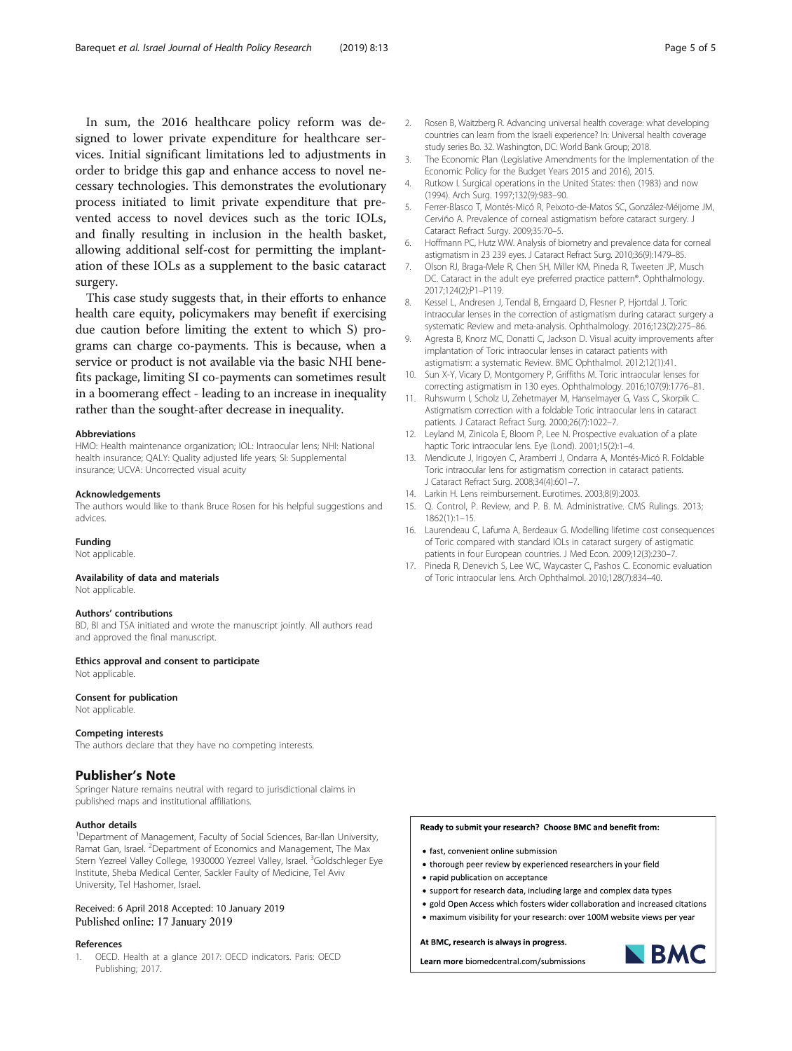In sum, the 2016 healthcare policy reform was designed to lower private expenditure for healthcare services. Initial significant limitations led to adjustments in order to bridge this gap and enhance access to novel necessary technologies. This demonstrates the evolutionary process initiated to limit private expenditure that prevented access to novel devices such as the toric IOLs, and finally resulting in inclusion in the health basket, allowing additional self-cost for permitting the implantation of these IOLs as a supplement to the basic cataract surgery.

This case study suggests that, in their efforts to enhance health care equity, policymakers may benefit if exercising due caution before limiting the extent to which S) programs can charge co-payments. This is because, when a service or product is not available via the basic NHI benefits package, limiting SI co-payments can sometimes result in a boomerang effect - leading to an increase in inequality rather than the sought-after decrease in inequality.

#### Abbreviations

HMO: Health maintenance organization; IOL: Intraocular lens; NHI: National health insurance; QALY: Quality adjusted life years; SI: Supplemental insurance; UCVA: Uncorrected visual acuity

#### Acknowledgements

The authors would like to thank Bruce Rosen for his helpful suggestions and advices.

#### Funding

Not applicable.

#### Availability of data and materials

Not applicable.

#### Authors' contributions

BD, BI and TSA initiated and wrote the manuscript jointly. All authors read and approved the final manuscript.

#### Ethics approval and consent to participate

Not applicable.

#### Consent for publication

Not applicable.

#### Competing interests

The authors declare that they have no competing interests.

## Publisher's Note

Springer Nature remains neutral with regard to jurisdictional claims in published maps and institutional affiliations.

#### Author details

[1]Department of Management, Faculty of Social Sciences, Bar-Ilan University, Ramat Gan, Israel. [2]Department of Economics and Management, The Max Stern Yezreel Valley College, 1930000 Yezreel Valley, Israel. [3]Goldschleger Eye Institute, Sheba Medical Center, Sackler Faulty of Medicine, Tel Aviv University, Tel Hashomer, Israel.

Received: 6 April 2018 Accepted: 10 January 2019
Published online: 17 January 2019

#### References

1. OECD. Health at a glance 2017: OECD indicators. Paris: OECD Publishing; 2017.
2. Rosen B, Waitzberg R. Advancing universal health coverage: what developing countries can learn from the Israeli experience? In: Universal health coverage study series Bo. 32. Washington, DC: World Bank Group; 2018.
3. The Economic Plan (Legislative Amendments for the Implementation of the Economic Policy for the Budget Years 2015 and 2016), 2015.
4. Rutkow I. Surgical operations in the United States: then (1983) and now (1994). Arch Surg. 1997;132(9):983–90.
5. Ferrer-Blasco T, Montés-Micó R, Peixoto-de-Matos SC, González-Méijome JM, Cerviño A. Prevalence of corneal astigmatism before cataract surgery. J Cataract Refract Surgy. 2009;35:70–5.
6. Hoffmann PC, Hutz WW. Analysis of biometry and prevalence data for corneal astigmatism in 23 239 eyes. J Cataract Refract Surg. 2010;36(9):1479–85.
7. Olson RJ, Braga-Mele R, Chen SH, Miller KM, Pineda R, Tweeten JP, Musch DC. Cataract in the adult eye preferred practice pattern®. Ophthalmology. 2017;124(2):P1–P119.
8. Kessel L, Andresen J, Tendal B, Erngaard D, Flesner P, Hjortdal J. Toric intraocular lenses in the correction of astigmatism during cataract surgery a systematic Review and meta-analysis. Ophthalmology. 2016;123(2):275–86.
9. Agresta B, Knorz MC, Donatti C, Jackson D. Visual acuity improvements after implantation of Toric intraocular lenses in cataract patients with astigmatism: a systematic Review. BMC Ophthalmol. 2012;12(1):41.
10. Sun X-Y, Vicary D, Montgomery P, Griffiths M. Toric intraocular lenses for correcting astigmatism in 130 eyes. Ophthalmology. 2016;107(9):1776–81.
11. Ruhswurm I, Scholz U, Zehetmayer M, Hanselmayer G, Vass C, Skorpik C. Astigmatism correction with a foldable Toric intraocular lens in cataract patients. J Cataract Refract Surg. 2000;26(7):1022–7.
12. Leyland M, Zinicola E, Bloom P, Lee N. Prospective evaluation of a plate haptic Toric intraocular lens. Eye (Lond). 2001;15(2):1–4.
13. Mendicute J, Irigoyen C, Aramberri J, Ondarra A, Montés-Micó R. Foldable Toric intraocular lens for astigmatism correction in cataract patients. J Cataract Refract Surg. 2008;34(4):601–7.
14. Larkin H. Lens reimbursement. Eurotimes. 2003;8(9):2003.
15. Q. Control, P. Review, and P. B. M. Administrative. CMS Rulings. 2013; 1862(1):1–15.
16. Laurendeau C, Lafuma A, Berdeaux G. Modelling lifetime cost consequences of Toric compared with standard IOLs in cataract surgery of astigmatic patients in four European countries. J Med Econ. 2009;12(3):230–7.
17. Pineda R, Denevich S, Lee WC, Waycaster C, Pashos C. Economic evaluation of Toric intraocular lens. Arch Ophthalmol. 2010;128(7):834–40.

**Ready to submit your research? Choose BMC and benefit from:**

- fast, convenient online submission
- thorough peer review by experienced researchers in your field
- rapid publication on acceptance
- support for research data, including large and complex data types
- gold Open Access which fosters wider collaboration and increased citations
- maximum visibility for your research: over 100M website views per year

**At BMC, research is always in progress.**

**Learn more** biomedcentral.com/submissions

BMC